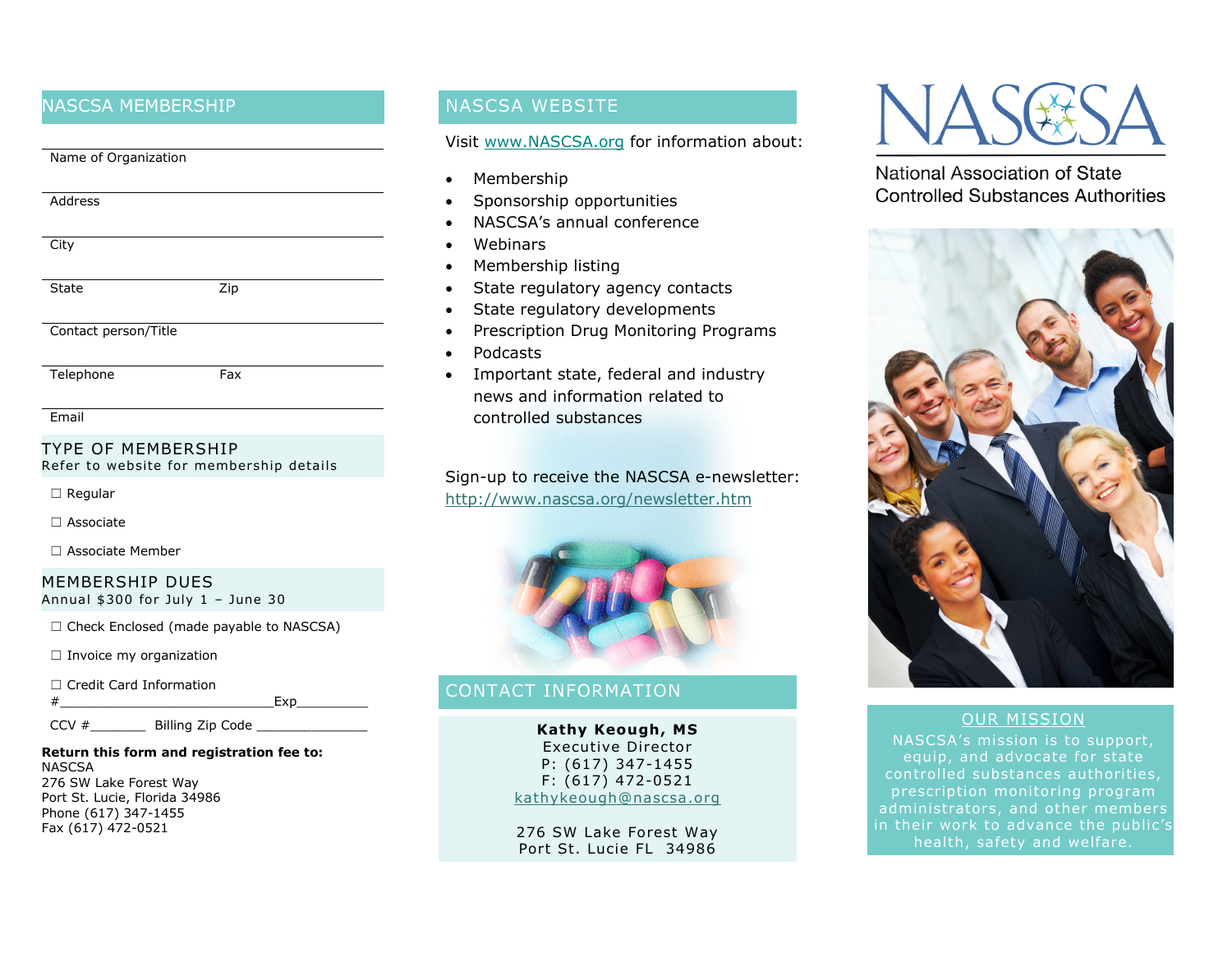## NASCSA MEMBERSHIP

Name of Organization

Address

City

State Zip

Contact person/Title

Telephone Fax

Email

### TYPE OF MEMBERSHIP

Refer to website for membership details

☐ Regular

☐ Associate

☐ Associate Member

### MEMBERSHIP DUES

Annual $300 for July 1 – June 30

☐ Check Enclosed (made payable to NASCSA)

☐ Invoice my organization

☐ Credit Card Information

#___________________________Exp_________

CCV #_______ Billing Zip Code _______________

**Return this form and registration fee to:**
NASCSA
276 SW Lake Forest Way
Port St. Lucie, Florida 34986
Phone (617) 347-1455
Fax (617) 472-0521

## NASCSA WEBSITE

Visit www.NASCSA.org for information about:

- Membership
- Sponsorship opportunities
- NASCSA's annual conference
- Webinars
- Membership listing
- State regulatory agency contacts
- State regulatory developments
- Prescription Drug Monitoring Programs
- Podcasts
- Important state, federal and industry news and information related to controlled substances

Sign-up to receive the NASCSA e-newsletter:
http://www.nascsa.org/newsletter.htm

## CONTACT INFORMATION

**Kathy Keough, MS**
Executive Director
P: (617) 347-1455
F: (617) 472-0521
kathykeough@nascsa.org

276 SW Lake Forest Way
Port St. Lucie FL 34986

# NASCSA

National Association of State Controlled Substances Authorities

## OUR MISSION

NASCSA's mission is to support, equip, and advocate for state controlled substances authorities, prescription monitoring program administrators, and other members in their work to advance the public's health, safety and welfare.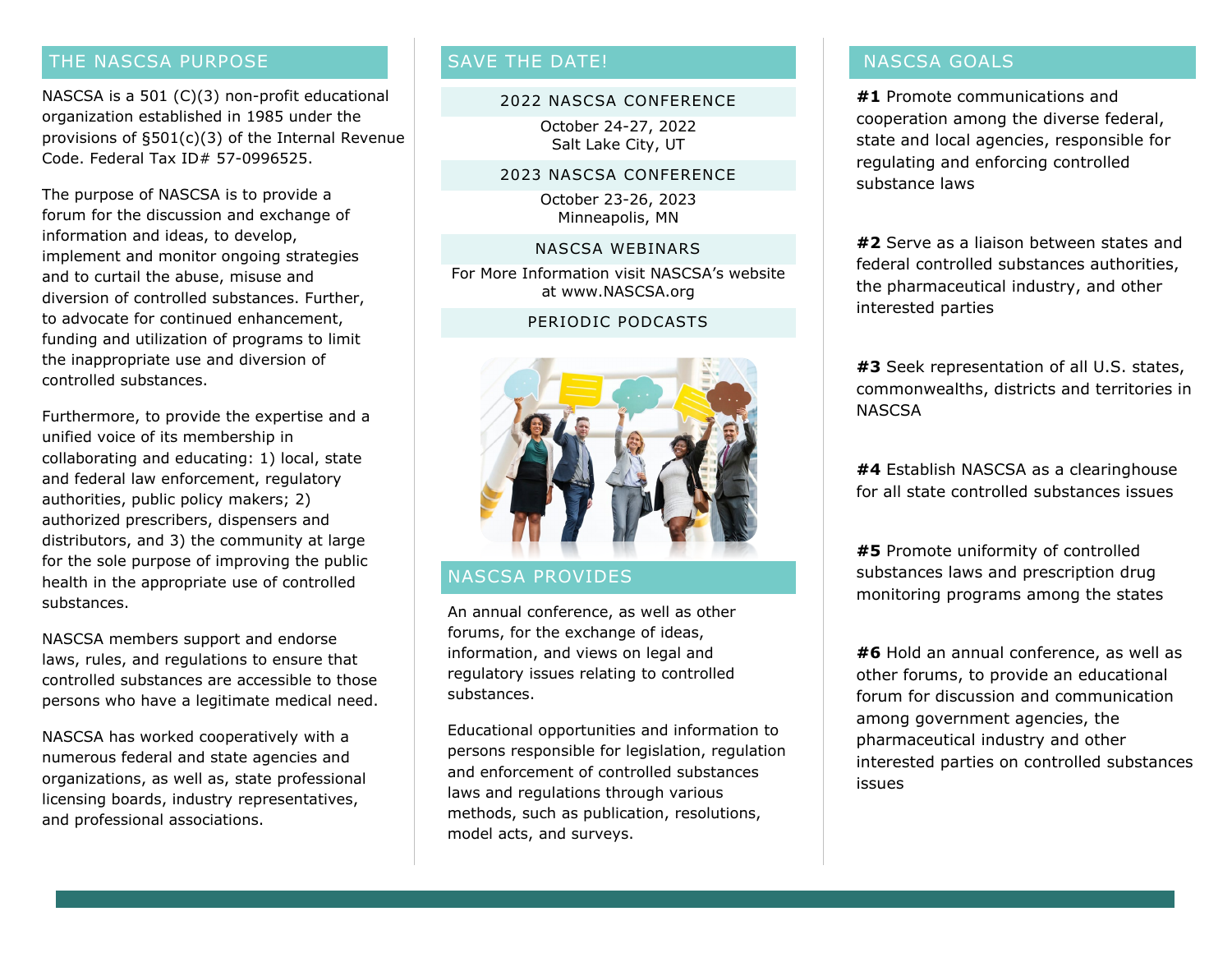## THE NASCSA PURPOSE

NASCSA is a 501 (C)(3) non-profit educational organization established in 1985 under the provisions of §501(c)(3) of the Internal Revenue Code. Federal Tax ID# 57-0996525.

The purpose of NASCSA is to provide a forum for the discussion and exchange of information and ideas, to develop, implement and monitor ongoing strategies and to curtail the abuse, misuse and diversion of controlled substances. Further, to advocate for continued enhancement, funding and utilization of programs to limit the inappropriate use and diversion of controlled substances.

Furthermore, to provide the expertise and a unified voice of its membership in collaborating and educating: 1) local, state and federal law enforcement, regulatory authorities, public policy makers; 2) authorized prescribers, dispensers and distributors, and 3) the community at large for the sole purpose of improving the public health in the appropriate use of controlled substances.

NASCSA members support and endorse laws, rules, and regulations to ensure that controlled substances are accessible to those persons who have a legitimate medical need.

NASCSA has worked cooperatively with a numerous federal and state agencies and organizations, as well as, state professional licensing boards, industry representatives, and professional associations.

## SAVE THE DATE!

### 2022 NASCSA CONFERENCE

October 24-27, 2022
Salt Lake City, UT

### 2023 NASCSA CONFERENCE

October 23-26, 2023
Minneapolis, MN

### NASCSA WEBINARS

For More Information visit NASCSA's website at www.NASCSA.org

### PERIODIC PODCASTS

## NASCSA PROVIDES

An annual conference, as well as other forums, for the exchange of ideas, information, and views on legal and regulatory issues relating to controlled substances.

Educational opportunities and information to persons responsible for legislation, regulation and enforcement of controlled substances laws and regulations through various methods, such as publication, resolutions, model acts, and surveys.

## NASCSA GOALS

**#1** Promote communications and cooperation among the diverse federal, state and local agencies, responsible for regulating and enforcing controlled substance laws

**#2** Serve as a liaison between states and federal controlled substances authorities, the pharmaceutical industry, and other interested parties

**#3** Seek representation of all U.S. states, commonwealths, districts and territories in NASCSA

**#4** Establish NASCSA as a clearinghouse for all state controlled substances issues

**#5** Promote uniformity of controlled substances laws and prescription drug monitoring programs among the states

**#6** Hold an annual conference, as well as other forums, to provide an educational forum for discussion and communication among government agencies, the pharmaceutical industry and other interested parties on controlled substances issues